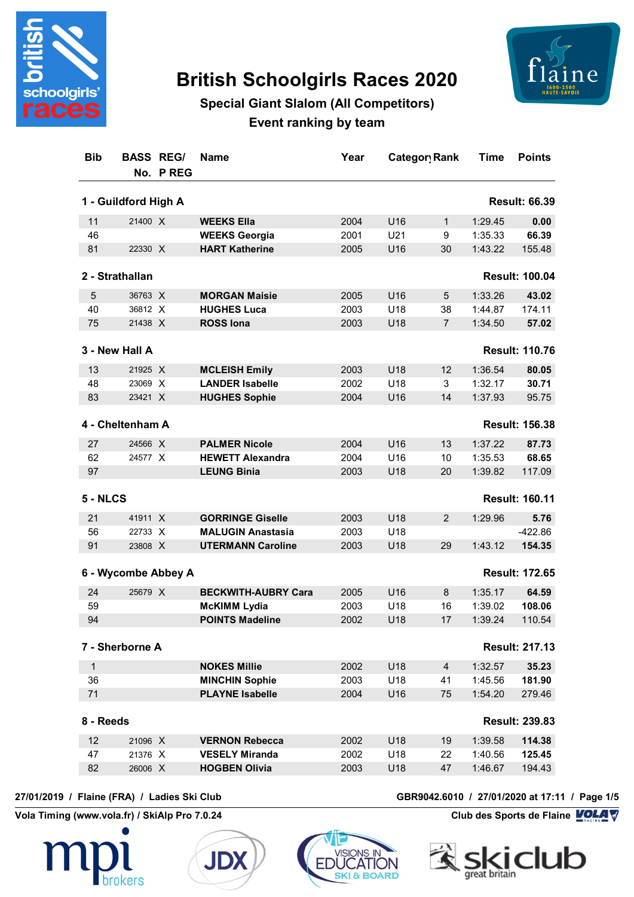# British Schoolgirls Races 2020

## Special Giant Slalom (All Competitors)

### Event ranking by team

| Bib | BASS No. | REG/ P REG | Name | Year | Category | Rank | Time | Points |
|---|---|---|---|---|---|---|---|---|
| **1 - Guildford High A** | | | | | | | | **Result: 66.39** |
| 11 | 21400 | X | **WEEKS Ella** | 2004 | U16 | 1 | 1:29.45 | **0.00** |
| 46 | | | **WEEKS Georgia** | 2001 | U21 | 9 | 1:35.33 | **66.39** |
| 81 | 22330 | X | **HART Katherine** | 2005 | U16 | 30 | 1:43.22 | 155.48 |
| **2 - Strathallan** | | | | | | | | **Result: 100.04** |
| 5 | 36763 | X | **MORGAN Maisie** | 2005 | U16 | 5 | 1:33.26 | **43.02** |
| 40 | 36812 | X | **HUGHES Luca** | 2003 | U18 | 38 | 1:44.87 | 174.11 |
| 75 | 21438 | X | **ROSS Iona** | 2003 | U18 | 7 | 1:34.50 | **57.02** |
| **3 - New Hall A** | | | | | | | | **Result: 110.76** |
| 13 | 21925 | X | **MCLEISH Emily** | 2003 | U18 | 12 | 1:36.54 | **80.05** |
| 48 | 23069 | X | **LANDER Isabelle** | 2002 | U18 | 3 | 1:32.17 | **30.71** |
| 83 | 23421 | X | **HUGHES Sophie** | 2004 | U16 | 14 | 1:37.93 | 95.75 |
| **4 - Cheltenham A** | | | | | | | | **Result: 156.38** |
| 27 | 24566 | X | **PALMER Nicole** | 2004 | U16 | 13 | 1:37.22 | **87.73** |
| 62 | 24577 | X | **HEWETT Alexandra** | 2004 | U16 | 10 | 1:35.53 | **68.65** |
| 97 | | | **LEUNG Binia** | 2003 | U18 | 20 | 1:39.82 | 117.09 |
| **5 - NLCS** | | | | | | | | **Result: 160.11** |
| 21 | 41911 | X | **GORRINGE Giselle** | 2003 | U18 | 2 | 1:29.96 | **5.76** |
| 56 | 22733 | X | **MALUGIN Anastasia** | 2003 | U18 | | | -422.86 |
| 91 | 23808 | X | **UTERMANN Caroline** | 2003 | U18 | 29 | 1:43.12 | **154.35** |
| **6 - Wycombe Abbey A** | | | | | | | | **Result: 172.65** |
| 24 | 25679 | X | **BECKWITH-AUBRY Cara** | 2005 | U16 | 8 | 1:35.17 | **64.59** |
| 59 | | | **McKIMM Lydia** | 2003 | U18 | 16 | 1:39.02 | **108.06** |
| 94 | | | **POINTS Madeline** | 2002 | U18 | 17 | 1:39.24 | 110.54 |
| **7 - Sherborne A** | | | | | | | | **Result: 217.13** |
| 1 | | | **NOKES Millie** | 2002 | U18 | 4 | 1:32.57 | **35.23** |
| 36 | | | **MINCHIN Sophie** | 2003 | U18 | 41 | 1:45.56 | **181.90** |
| 71 | | | **PLAYNE Isabelle** | 2004 | U16 | 75 | 1:54.20 | 279.46 |
| **8 - Reeds** | | | | | | | | **Result: 239.83** |
| 12 | 21096 | X | **VERNON Rebecca** | 2002 | U18 | 19 | 1:39.58 | **114.38** |
| 47 | 21376 | X | **VESELY Miranda** | 2002 | U18 | 22 | 1:40.56 | **125.45** |
| 82 | 26006 | X | **HOGBEN Olivia** | 2003 | U18 | 47 | 1:46.67 | 194.43 |

27/01/2019 / Flaine (FRA) / Ladies Ski Club — GBR9042.6010 / 27/01/2020 at 17:11

Vola Timing (www.vola.fr) / SkiAlp Pro 7.0.24 — Club des Sports de Flaine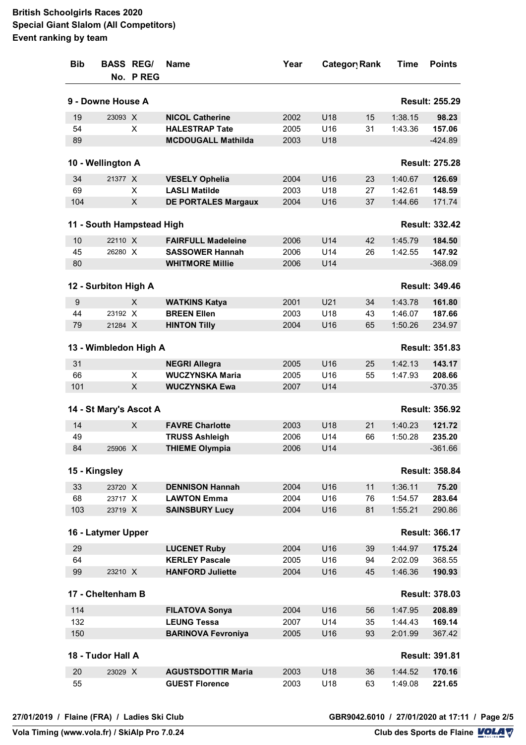**British Schoolgirls Races 2020**
**Special Giant Slalom (All Competitors)**
**Event ranking by team**

| Bib | BASS No. | REG/ P REG | Name | Year | Category | Rank | Time | Points |
|---|---|---|---|---|---|---|---|---|
| **9 - Downe House A** | | | | | | | | **Result: 255.29** |
| 19 | 23093 | X | **NICOL Catherine** | 2002 | U18 | 15 | 1:38.15 | **98.23** |
| 54 | | X | **HALESTRAP Tate** | 2005 | U16 | 31 | 1:43.36 | **157.06** |
| 89 | | | **MCDOUGALL Mathilda** | 2003 | U18 | | | -424.89 |
| **10 - Wellington A** | | | | | | | | **Result: 275.28** |
| 34 | 21377 | X | **VESELY Ophelia** | 2004 | U16 | 23 | 1:40.67 | **126.69** |
| 69 | | X | **LASLI Matilde** | 2003 | U18 | 27 | 1:42.61 | **148.59** |
| 104 | | X | **DE PORTALES Margaux** | 2004 | U16 | 37 | 1:44.66 | 171.74 |
| **11 - South Hampstead High** | | | | | | | | **Result: 332.42** |
| 10 | 22110 | X | **FAIRFULL Madeleine** | 2006 | U14 | 42 | 1:45.79 | **184.50** |
| 45 | 26280 | X | **SASSOWER Hannah** | 2006 | U14 | 26 | 1:42.55 | **147.92** |
| 80 | | | **WHITMORE Millie** | 2006 | U14 | | | -368.09 |
| **12 - Surbiton High A** | | | | | | | | **Result: 349.46** |
| 9 | | X | **WATKINS Katya** | 2001 | U21 | 34 | 1:43.78 | **161.80** |
| 44 | 23192 | X | **BREEN Ellen** | 2003 | U18 | 43 | 1:46.07 | **187.66** |
| 79 | 21284 | X | **HINTON Tilly** | 2004 | U16 | 65 | 1:50.26 | 234.97 |
| **13 - Wimbledon High A** | | | | | | | | **Result: 351.83** |
| 31 | | | **NEGRI Allegra** | 2005 | U16 | 25 | 1:42.13 | **143.17** |
| 66 | | X | **WUCZYNSKA Maria** | 2005 | U16 | 55 | 1:47.93 | **208.66** |
| 101 | | X | **WUCZYNSKA Ewa** | 2007 | U14 | | | -370.35 |
| **14 - St Mary's Ascot A** | | | | | | | | **Result: 356.92** |
| 14 | | X | **FAVRE Charlotte** | 2003 | U18 | 21 | 1:40.23 | **121.72** |
| 49 | | | **TRUSS Ashleigh** | 2006 | U14 | 66 | 1:50.28 | **235.20** |
| 84 | 25906 | X | **THIEME Olympia** | 2006 | U14 | | | -361.66 |
| **15 - Kingsley** | | | | | | | | **Result: 358.84** |
| 33 | 23720 | X | **DENNISON Hannah** | 2004 | U16 | 11 | 1:36.11 | **75.20** |
| 68 | 23717 | X | **LAWTON Emma** | 2004 | U16 | 76 | 1:54.57 | **283.64** |
| 103 | 23719 | X | **SAINSBURY Lucy** | 2004 | U16 | 81 | 1:55.21 | 290.86 |
| **16 - Latymer Upper** | | | | | | | | **Result: 366.17** |
| 29 | | | **LUCENET Ruby** | 2004 | U16 | 39 | 1:44.97 | **175.24** |
| 64 | | | **KERLEY Pascale** | 2005 | U16 | 94 | 2:02.09 | 368.55 |
| 99 | 23210 | X | **HANFORD Juliette** | 2004 | U16 | 45 | 1:46.36 | **190.93** |
| **17 - Cheltenham B** | | | | | | | | **Result: 378.03** |
| 114 | | | **FILATOVA Sonya** | 2004 | U16 | 56 | 1:47.95 | **208.89** |
| 132 | | | **LEUNG Tessa** | 2007 | U14 | 35 | 1:44.43 | **169.14** |
| 150 | | | **BARINOVA Fevroniya** | 2005 | U16 | 93 | 2:01.99 | 367.42 |
| **18 - Tudor Hall A** | | | | | | | | **Result: 391.81** |
| 20 | 23029 | X | **AGUSTSDOTTIR Maria** | 2003 | U18 | 36 | 1:44.52 | **170.16** |
| 55 | | | **GUEST Florence** | 2003 | U18 | 63 | 1:49.08 | **221.65** |

27/01/2019 / Flaine (FRA) / Ladies Ski Club — GBR9042.6010 / 27/01/2020 at 17:11

Vola Timing (www.vola.fr) / SkiAlp Pro 7.0.24 — Club des Sports de Flaine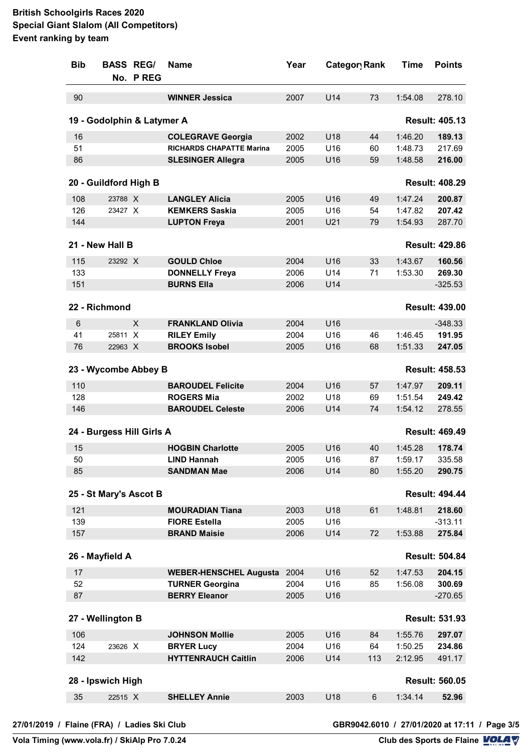**British Schoolgirls Races 2020**
**Special Giant Slalom (All Competitors)**
**Event ranking by team**

| Bib | BASS No. | REG/ P REG | Name | Year | Category | Rank | Time | Points |
|---|---|---|---|---|---|---|---|---|
| 90 | | | **WINNER Jessica** | 2007 | U14 | 73 | 1:54.08 | 278.10 |
| **19 - Godolphin & Latymer A** | | | | | | | | **Result: 405.13** |
| 16 | | | **COLEGRAVE Georgia** | 2002 | U18 | 44 | 1:46.20 | **189.13** |
| 51 | | | **RICHARDS CHAPATTE Marina** | 2005 | U16 | 60 | 1:48.73 | 217.69 |
| 86 | | | **SLESINGER Allegra** | 2005 | U16 | 59 | 1:48.58 | **216.00** |
| **20 - Guildford High B** | | | | | | | | **Result: 408.29** |
| 108 | 23788 | X | **LANGLEY Alicia** | 2005 | U16 | 49 | 1:47.24 | **200.87** |
| 126 | 23427 | X | **KEMKERS Saskia** | 2005 | U16 | 54 | 1:47.82 | **207.42** |
| 144 | | | **LUPTON Freya** | 2001 | U21 | 79 | 1:54.93 | 287.70 |
| **21 - New Hall B** | | | | | | | | **Result: 429.86** |
| 115 | 23292 | X | **GOULD Chloe** | 2004 | U16 | 33 | 1:43.67 | **160.56** |
| 133 | | | **DONNELLY Freya** | 2006 | U14 | 71 | 1:53.30 | **269.30** |
| 151 | | | **BURNS Ella** | 2006 | U14 | | | -325.53 |
| **22 - Richmond** | | | | | | | | **Result: 439.00** |
| 6 | | X | **FRANKLAND Olivia** | 2004 | U16 | | | -348.33 |
| 41 | 25811 | X | **RILEY Emily** | 2004 | U16 | 46 | 1:46.45 | **191.95** |
| 76 | 22963 | X | **BROOKS Isobel** | 2005 | U16 | 68 | 1:51.33 | **247.05** |
| **23 - Wycombe Abbey B** | | | | | | | | **Result: 458.53** |
| 110 | | | **BAROUDEL Felicite** | 2004 | U16 | 57 | 1:47.97 | **209.11** |
| 128 | | | **ROGERS Mia** | 2002 | U18 | 69 | 1:51.54 | **249.42** |
| 146 | | | **BAROUDEL Celeste** | 2006 | U14 | 74 | 1:54.12 | 278.55 |
| **24 - Burgess Hill Girls A** | | | | | | | | **Result: 469.49** |
| 15 | | | **HOGBIN Charlotte** | 2005 | U16 | 40 | 1:45.28 | **178.74** |
| 50 | | | **LIND Hannah** | 2005 | U16 | 87 | 1:59.17 | 335.58 |
| 85 | | | **SANDMAN Mae** | 2006 | U14 | 80 | 1:55.20 | **290.75** |
| **25 - St Mary's Ascot B** | | | | | | | | **Result: 494.44** |
| 121 | | | **MOURADIAN Tiana** | 2003 | U18 | 61 | 1:48.81 | **218.60** |
| 139 | | | **FIORE Estella** | 2005 | U16 | | | -313.11 |
| 157 | | | **BRAND Maisie** | 2006 | U14 | 72 | 1:53.88 | **275.84** |
| **26 - Mayfield A** | | | | | | | | **Result: 504.84** |
| 17 | | | **WEBER-HENSCHEL Augusta** | 2004 | U16 | 52 | 1:47.53 | **204.15** |
| 52 | | | **TURNER Georgina** | 2004 | U16 | 85 | 1:56.08 | **300.69** |
| 87 | | | **BERRY Eleanor** | 2005 | U16 | | | -270.65 |
| **27 - Wellington B** | | | | | | | | **Result: 531.93** |
| 106 | | | **JOHNSON Mollie** | 2005 | U16 | 84 | 1:55.76 | **297.07** |
| 124 | 23626 | X | **BRYER Lucy** | 2004 | U16 | 64 | 1:50.25 | **234.86** |
| 142 | | | **HYTTENRAUCH Caitlin** | 2006 | U14 | 113 | 2:12.95 | 491.17 |
| **28 - Ipswich High** | | | | | | | | **Result: 560.05** |
| 35 | 22515 | X | **SHELLEY Annie** | 2003 | U18 | 6 | 1:34.14 | **52.96** |

27/01/2019 / Flaine (FRA) / Ladies Ski Club — GBR9042.6010 / 27/01/2020 at 17:11

Vola Timing (www.vola.fr) / SkiAlp Pro 7.0.24 — Club des Sports de Flaine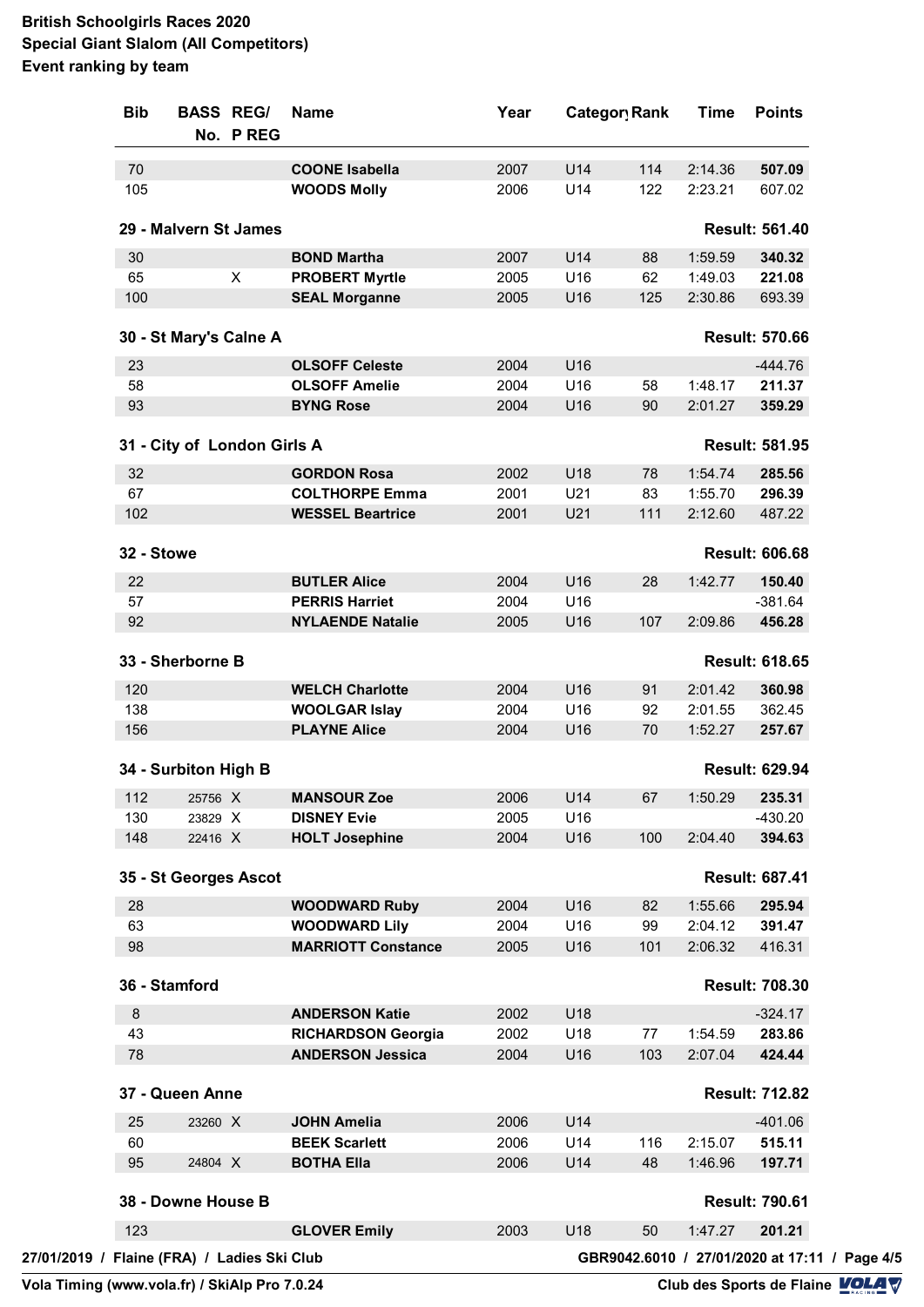**British Schoolgirls Races 2020**
**Special Giant Slalom (All Competitors)**
**Event ranking by team**

| Bib | BASS No. | REG/ P REG | Name | Year | Category | Rank | Time | Points |
|---|---|---|---|---|---|---|---|---|
| 70 | | | **COONE Isabella** | 2007 | U14 | 114 | 2:14.36 | **507.09** |
| 105 | | | **WOODS Molly** | 2006 | U14 | 122 | 2:23.21 | 607.02 |
| **29 - Malvern St James** | | | | | | | | **Result: 561.40** |
| 30 | | | **BOND Martha** | 2007 | U14 | 88 | 1:59.59 | **340.32** |
| 65 | | X | **PROBERT Myrtle** | 2005 | U16 | 62 | 1:49.03 | **221.08** |
| 100 | | | **SEAL Morganne** | 2005 | U16 | 125 | 2:30.86 | 693.39 |
| **30 - St Mary's Calne A** | | | | | | | | **Result: 570.66** |
| 23 | | | **OLSOFF Celeste** | 2004 | U16 | | | -444.76 |
| 58 | | | **OLSOFF Amelie** | 2004 | U16 | 58 | 1:48.17 | **211.37** |
| 93 | | | **BYNG Rose** | 2004 | U16 | 90 | 2:01.27 | **359.29** |
| **31 - City of London Girls A** | | | | | | | | **Result: 581.95** |
| 32 | | | **GORDON Rosa** | 2002 | U18 | 78 | 1:54.74 | **285.56** |
| 67 | | | **COLTHORPE Emma** | 2001 | U21 | 83 | 1:55.70 | **296.39** |
| 102 | | | **WESSEL Beartrice** | 2001 | U21 | 111 | 2:12.60 | 487.22 |
| **32 - Stowe** | | | | | | | | **Result: 606.68** |
| 22 | | | **BUTLER Alice** | 2004 | U16 | 28 | 1:42.77 | **150.40** |
| 57 | | | **PERRIS Harriet** | 2004 | U16 | | | -381.64 |
| 92 | | | **NYLAENDE Natalie** | 2005 | U16 | 107 | 2:09.86 | **456.28** |
| **33 - Sherborne B** | | | | | | | | **Result: 618.65** |
| 120 | | | **WELCH Charlotte** | 2004 | U16 | 91 | 2:01.42 | **360.98** |
| 138 | | | **WOOLGAR Islay** | 2004 | U16 | 92 | 2:01.55 | 362.45 |
| 156 | | | **PLAYNE Alice** | 2004 | U16 | 70 | 1:52.27 | **257.67** |
| **34 - Surbiton High B** | | | | | | | | **Result: 629.94** |
| 112 | 25756 | X | **MANSOUR Zoe** | 2006 | U14 | 67 | 1:50.29 | **235.31** |
| 130 | 23829 | X | **DISNEY Evie** | 2005 | U16 | | | -430.20 |
| 148 | 22416 | X | **HOLT Josephine** | 2004 | U16 | 100 | 2:04.40 | **394.63** |
| **35 - St Georges Ascot** | | | | | | | | **Result: 687.41** |
| 28 | | | **WOODWARD Ruby** | 2004 | U16 | 82 | 1:55.66 | **295.94** |
| 63 | | | **WOODWARD Lily** | 2004 | U16 | 99 | 2:04.12 | **391.47** |
| 98 | | | **MARRIOTT Constance** | 2005 | U16 | 101 | 2:06.32 | 416.31 |
| **36 - Stamford** | | | | | | | | **Result: 708.30** |
| 8 | | | **ANDERSON Katie** | 2002 | U18 | | | -324.17 |
| 43 | | | **RICHARDSON Georgia** | 2002 | U18 | 77 | 1:54.59 | **283.86** |
| 78 | | | **ANDERSON Jessica** | 2004 | U16 | 103 | 2:07.04 | **424.44** |
| **37 - Queen Anne** | | | | | | | | **Result: 712.82** |
| 25 | 23260 | X | **JOHN Amelia** | 2006 | U14 | | | -401.06 |
| 60 | | | **BEEK Scarlett** | 2006 | U14 | 116 | 2:15.07 | **515.11** |
| 95 | 24804 | X | **BOTHA Ella** | 2006 | U14 | 48 | 1:46.96 | **197.71** |
| **38 - Downe House B** | | | | | | | | **Result: 790.61** |
| 123 | | | **GLOVER Emily** | 2003 | U18 | 50 | 1:47.27 | **201.21** |

27/01/2019 / Flaine (FRA) / Ladies Ski Club — GBR9042.6010 / 27/01/2020 at 17:11

Vola Timing (www.vola.fr) / SkiAlp Pro 7.0.24 — Club des Sports de Flaine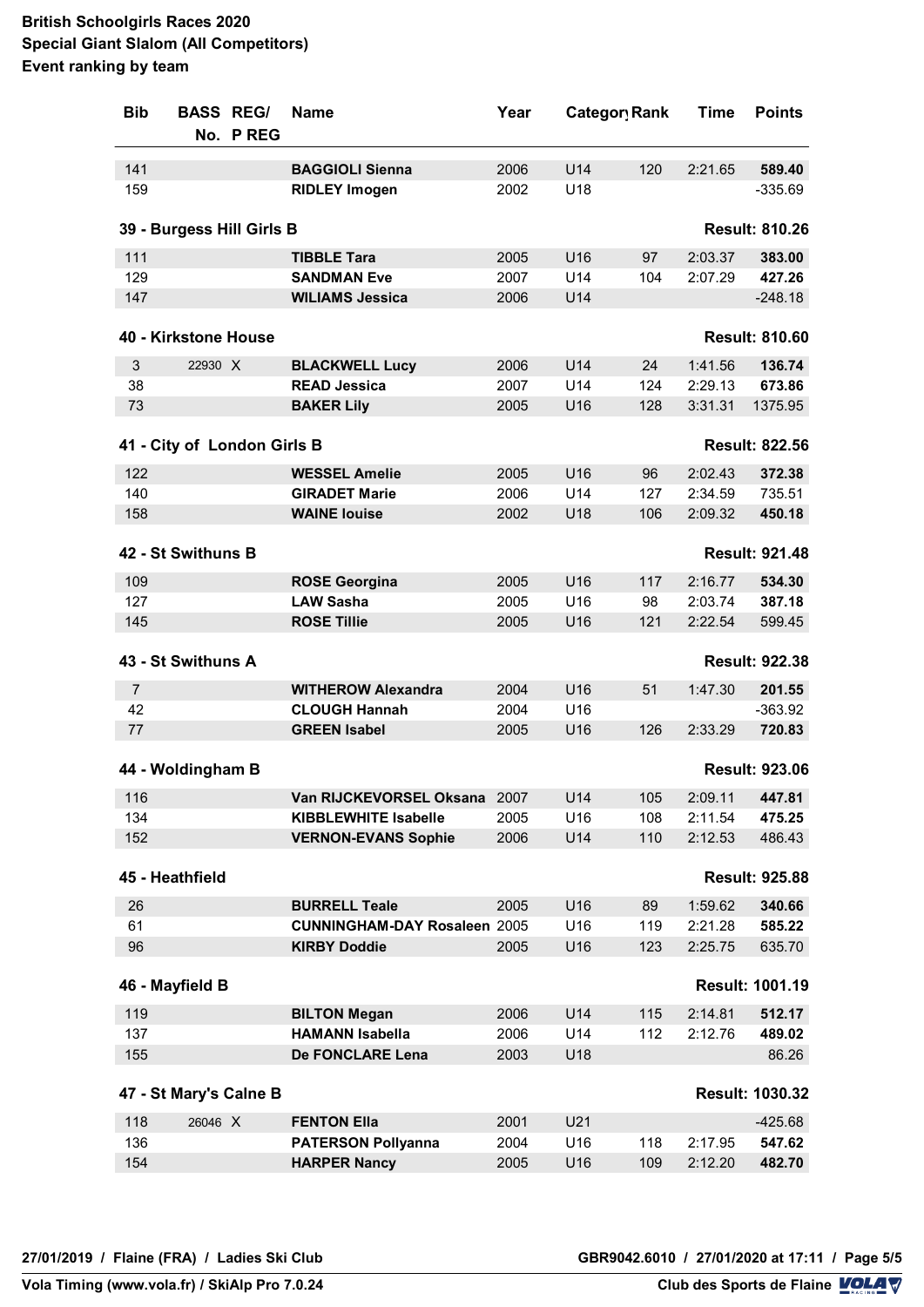**British Schoolgirls Races 2020**
**Special Giant Slalom (All Competitors)**
**Event ranking by team**

| Bib | BASS No. | REG/ P REG | Name | Year | Category | Rank | Time | Points |
|---|---|---|---|---|---|---|---|---|
| 141 | | | **BAGGIOLI Sienna** | 2006 | U14 | 120 | 2:21.65 | **589.40** |
| 159 | | | **RIDLEY Imogen** | 2002 | U18 | | | -335.69 |
| **39 - Burgess Hill Girls B** | | | | | | | | **Result: 810.26** |
| 111 | | | **TIBBLE Tara** | 2005 | U16 | 97 | 2:03.37 | **383.00** |
| 129 | | | **SANDMAN Eve** | 2007 | U14 | 104 | 2:07.29 | **427.26** |
| 147 | | | **WILIAMS Jessica** | 2006 | U14 | | | -248.18 |
| **40 - Kirkstone House** | | | | | | | | **Result: 810.60** |
| 3 | 22930 | X | **BLACKWELL Lucy** | 2006 | U14 | 24 | 1:41.56 | **136.74** |
| 38 | | | **READ Jessica** | 2007 | U14 | 124 | 2:29.13 | **673.86** |
| 73 | | | **BAKER Lily** | 2005 | U16 | 128 | 3:31.31 | 1375.95 |
| **41 - City of London Girls B** | | | | | | | | **Result: 822.56** |
| 122 | | | **WESSEL Amelie** | 2005 | U16 | 96 | 2:02.43 | **372.38** |
| 140 | | | **GIRADET Marie** | 2006 | U14 | 127 | 2:34.59 | 735.51 |
| 158 | | | **WAINE louise** | 2002 | U18 | 106 | 2:09.32 | **450.18** |
| **42 - St Swithuns B** | | | | | | | | **Result: 921.48** |
| 109 | | | **ROSE Georgina** | 2005 | U16 | 117 | 2:16.77 | **534.30** |
| 127 | | | **LAW Sasha** | 2005 | U16 | 98 | 2:03.74 | **387.18** |
| 145 | | | **ROSE Tillie** | 2005 | U16 | 121 | 2:22.54 | 599.45 |
| **43 - St Swithuns A** | | | | | | | | **Result: 922.38** |
| 7 | | | **WITHEROW Alexandra** | 2004 | U16 | 51 | 1:47.30 | **201.55** |
| 42 | | | **CLOUGH Hannah** | 2004 | U16 | | | -363.92 |
| 77 | | | **GREEN Isabel** | 2005 | U16 | 126 | 2:33.29 | **720.83** |
| **44 - Woldingham B** | | | | | | | | **Result: 923.06** |
| 116 | | | **Van RIJCKEVORSEL Oksana** | 2007 | U14 | 105 | 2:09.11 | **447.81** |
| 134 | | | **KIBBLEWHITE Isabelle** | 2005 | U16 | 108 | 2:11.54 | **475.25** |
| 152 | | | **VERNON-EVANS Sophie** | 2006 | U14 | 110 | 2:12.53 | 486.43 |
| **45 - Heathfield** | | | | | | | | **Result: 925.88** |
| 26 | | | **BURRELL Teale** | 2005 | U16 | 89 | 1:59.62 | **340.66** |
| 61 | | | **CUNNINGHAM-DAY Rosaleen** | 2005 | U16 | 119 | 2:21.28 | **585.22** |
| 96 | | | **KIRBY Doddie** | 2005 | U16 | 123 | 2:25.75 | 635.70 |
| **46 - Mayfield B** | | | | | | | | **Result: 1001.19** |
| 119 | | | **BILTON Megan** | 2006 | U14 | 115 | 2:14.81 | **512.17** |
| 137 | | | **HAMANN Isabella** | 2006 | U14 | 112 | 2:12.76 | **489.02** |
| 155 | | | **De FONCLARE Lena** | 2003 | U18 | | | 86.26 |
| **47 - St Mary's Calne B** | | | | | | | | **Result: 1030.32** |
| 118 | 26046 | X | **FENTON Ella** | 2001 | U21 | | | -425.68 |
| 136 | | | **PATERSON Pollyanna** | 2004 | U16 | 118 | 2:17.95 | **547.62** |
| 154 | | | **HARPER Nancy** | 2005 | U16 | 109 | 2:12.20 | **482.70** |

**27/01/2019 / Flaine (FRA) / Ladies Ski Club** **GBR9042.6010 / 27/01/2020 at 17:11**

**Vola Timing (www.vola.fr) / SkiAlp Pro 7.0.24** **Club des Sports de Flaine**